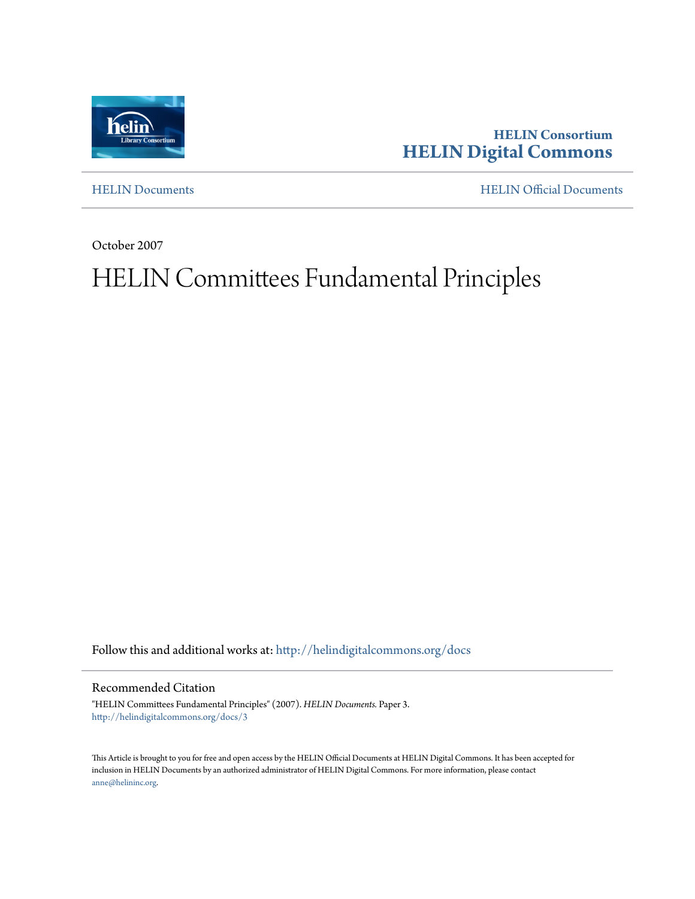**HELIN Consortium**
**HELIN Digital Commons**

HELIN Documents | HELIN Official Documents

October 2007

# HELIN Committees Fundamental Principles

Follow this and additional works at: http://helindigitalcommons.org/docs

## Recommended Citation

"HELIN Committees Fundamental Principles" (2007). *HELIN Documents.* Paper 3.
http://helindigitalcommons.org/docs/3

This Article is brought to you for free and open access by the HELIN Official Documents at HELIN Digital Commons. It has been accepted for inclusion in HELIN Documents by an authorized administrator of HELIN Digital Commons. For more information, please contact anne@helininc.org.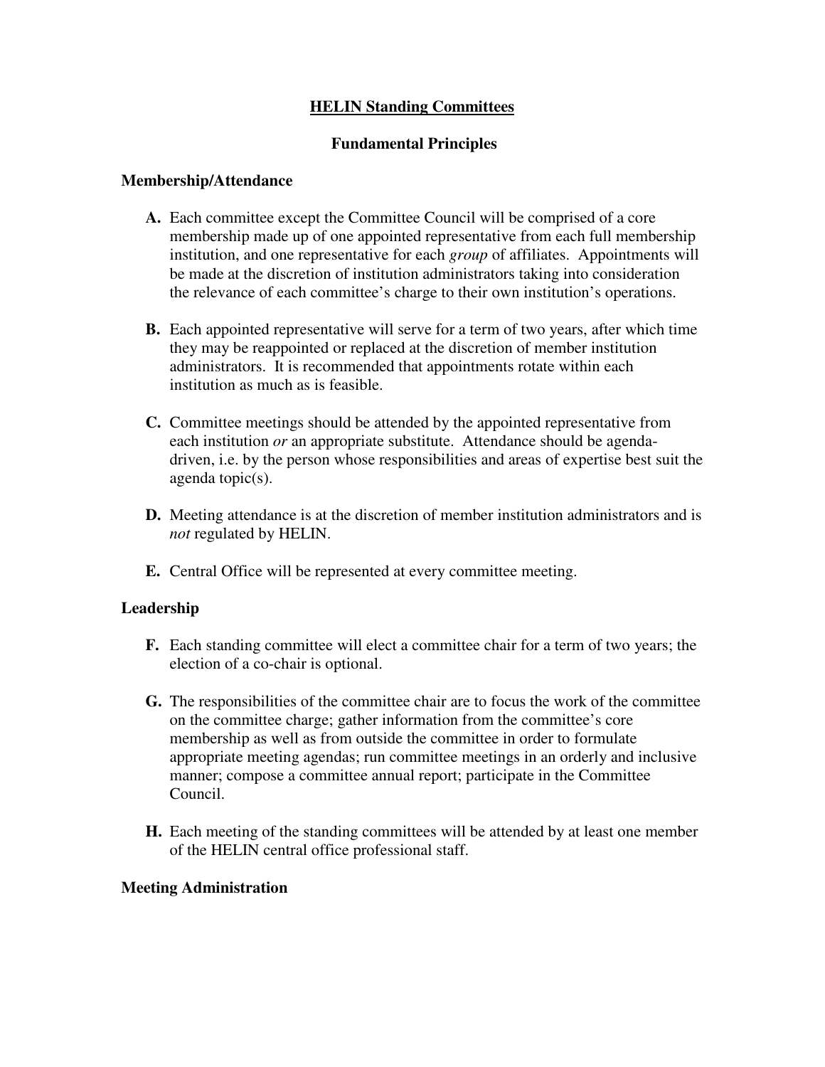## HELIN Standing Committees

### Fundamental Principles

#### Membership/Attendance

**A.** Each committee except the Committee Council will be comprised of a core membership made up of one appointed representative from each full membership institution, and one representative for each *group* of affiliates. Appointments will be made at the discretion of institution administrators taking into consideration the relevance of each committee's charge to their own institution's operations.

**B.** Each appointed representative will serve for a term of two years, after which time they may be reappointed or replaced at the discretion of member institution administrators. It is recommended that appointments rotate within each institution as much as is feasible.

**C.** Committee meetings should be attended by the appointed representative from each institution *or* an appropriate substitute. Attendance should be agenda-driven, i.e. by the person whose responsibilities and areas of expertise best suit the agenda topic(s).

**D.** Meeting attendance is at the discretion of member institution administrators and is *not* regulated by HELIN.

**E.** Central Office will be represented at every committee meeting.

#### Leadership

**F.** Each standing committee will elect a committee chair for a term of two years; the election of a co-chair is optional.

**G.** The responsibilities of the committee chair are to focus the work of the committee on the committee charge; gather information from the committee's core membership as well as from outside the committee in order to formulate appropriate meeting agendas; run committee meetings in an orderly and inclusive manner; compose a committee annual report; participate in the Committee Council.

**H.** Each meeting of the standing committees will be attended by at least one member of the HELIN central office professional staff.

#### Meeting Administration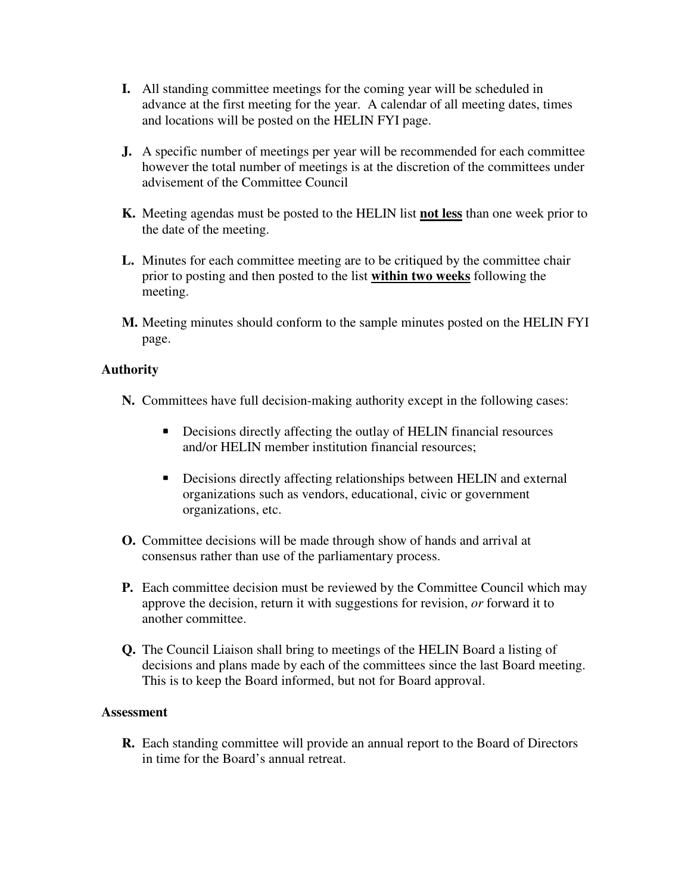**I.** All standing committee meetings for the coming year will be scheduled in advance at the first meeting for the year. A calendar of all meeting dates, times and locations will be posted on the HELIN FYI page.

**J.** A specific number of meetings per year will be recommended for each committee however the total number of meetings is at the discretion of the committees under advisement of the Committee Council

**K.** Meeting agendas must be posted to the HELIN list <u>**not less**</u> than one week prior to the date of the meeting.

**L.** Minutes for each committee meeting are to be critiqued by the committee chair prior to posting and then posted to the list <u>**within two weeks**</u> following the meeting.

**M.** Meeting minutes should conform to the sample minutes posted on the HELIN FYI page.

### Authority

**N.** Committees have full decision-making authority except in the following cases:

- Decisions directly affecting the outlay of HELIN financial resources and/or HELIN member institution financial resources;
- Decisions directly affecting relationships between HELIN and external organizations such as vendors, educational, civic or government organizations, etc.

**O.** Committee decisions will be made through show of hands and arrival at consensus rather than use of the parliamentary process.

**P.** Each committee decision must be reviewed by the Committee Council which may approve the decision, return it with suggestions for revision, *or* forward it to another committee.

**Q.** The Council Liaison shall bring to meetings of the HELIN Board a listing of decisions and plans made by each of the committees since the last Board meeting. This is to keep the Board informed, but not for Board approval.

### Assessment

**R.** Each standing committee will provide an annual report to the Board of Directors in time for the Board's annual retreat.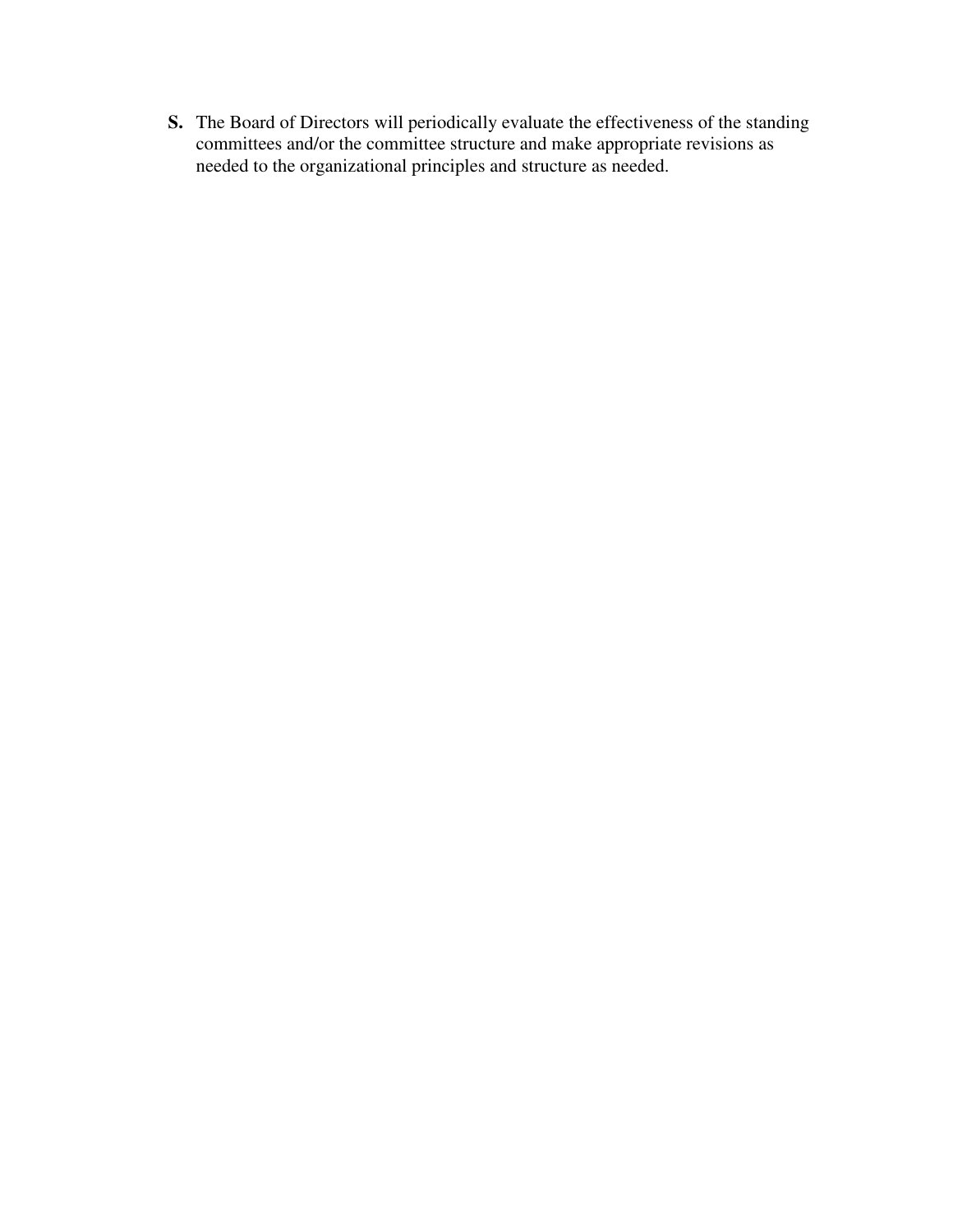**S.** The Board of Directors will periodically evaluate the effectiveness of the standing committees and/or the committee structure and make appropriate revisions as needed to the organizational principles and structure as needed.